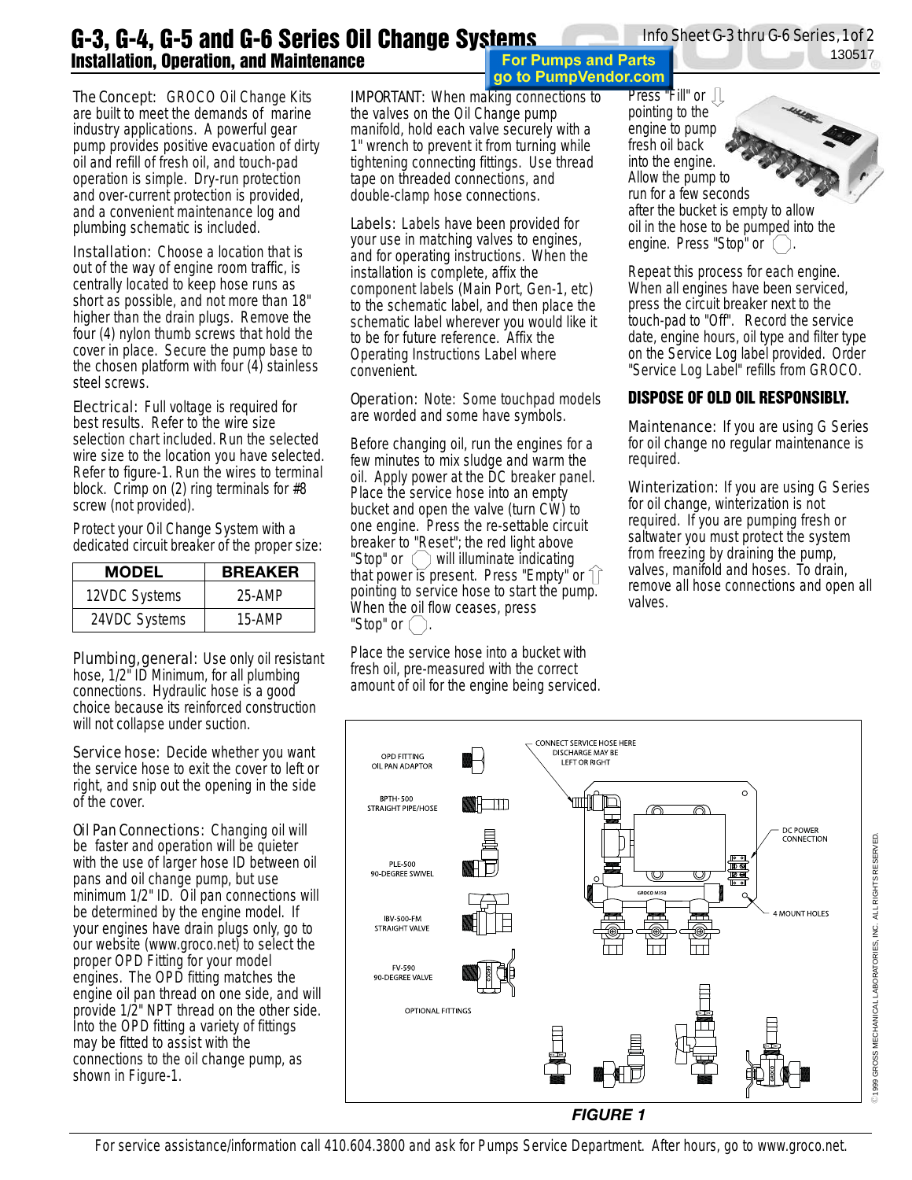# G-3, G-4, G-5 and G-6 Series Oil Change Systems

## Installation, Operation, and Maintenance

Info Sheet G-3 thru G-6 Series

**For Pumps and Parts go to PumpVendor.com**

The Concept: GROCO Oil Change Kits are built to meet the demands of marine industry applications. A powerful gear pump provides positive evacuation of dirty oil and refill of fresh oil, and touch-pad operation is simple. Dry-run protection and over-current protection is provided, and a convenient maintenance log and plumbing schematic is included.

Installation: Choose a location that is out of the way of engine room traffic, is centrally located to keep hose runs as short as possible, and not more than 18" higher than the drain plugs. Remove the four (4) nylon thumb screws that hold the cover in place. Secure the pump base to the chosen platform with four (4) stainless steel screws.

Electrical: Full voltage is required for best results. Refer to the wire size selection chart included. Run the selected wire size to the location you have selected. Refer to figure-1. Run the wires to terminal block. Crimp on (2) ring terminals for #8 screw (not provided).

Protect your Oil Change System with a dedicated circuit breaker of the proper size:

| MODEL | BREAKER |
|---|---|
| 12VDC Systems | 25-AMP |
| 24VDC Systems | 15-AMP |

Plumbing, general: Use only oil resistant hose, 1/2" ID Minimum, for all plumbing connections. Hydraulic hose is a good choice because its reinforced construction will not collapse under suction.

Service hose: Decide whether you want the service hose to exit the cover to left or right, and snip out the opening in the side of the cover.

Oil Pan Connections: Changing oil will be faster and operation will be quieter with the use of larger hose ID between oil pans and oil change pump, but use minimum 1/2" ID. Oil pan connections will be determined by the engine model. If your engines have drain plugs only, go to our website (www.groco.net) to select the proper OPD Fitting for your model engines. The OPD fitting matches the engine oil pan thread on one side, and will provide 1/2" NPT thread on the other side. Into the OPD fitting a variety of fittings may be fitted to assist with the connections to the oil change pump, as shown in Figure-1.

IMPORTANT: When making connections to the valves on the Oil Change pump manifold, hold each valve securely with a 1" wrench to prevent it from turning while tightening connecting fittings. Use thread tape on threaded connections, and double-clamp hose connections.

Labels: Labels have been provided for your use in matching valves to engines, and for operating instructions. When the installation is complete, affix the component labels (Main Port, Gen-1, etc) to the schematic label, and then place the schematic label wherever you would like it to be for future reference. Affix the Operating Instructions Label where convenient.

Operation: Note: Some touchpad models are worded and some have symbols.

Before changing oil, run the engines for a few minutes to mix sludge and warm the oil. Apply power at the DC breaker panel. Place the service hose into an empty bucket and open the valve (turn CW) to one engine. Press the re-settable circuit breaker to "Reset"; the red light above "Stop" or ⬡ will illuminate indicating that power is present. Press "Empty" or ⇧ pointing to service hose to start the pump. When the oil flow ceases, press "Stop" or ⬡.

Place the service hose into a bucket with fresh oil, pre-measured with the correct amount of oil for the engine being serviced. Press "Fill" or ⇩ pointing to the engine to pump fresh oil back into the engine. Allow the pump to run for a few seconds after the bucket is empty to allow oil in the hose to be pumped into the engine. Press "Stop" or ⬡.

Repeat this process for each engine. When all engines have been serviced, press the circuit breaker next to the touch-pad to "Off". Record the service date, engine hours, oil type and filter type on the Service Log label provided. Order "Service Log Label" refills from GROCO.

**DISPOSE OF OLD OIL RESPONSIBLY.**

Maintenance: If you are using G Series for oil change no regular maintenance is required.

Winterization: If you are using G Series for oil change, winterization is not required. If you are pumping fresh or saltwater you must protect the system from freezing by draining the pump, valves, manifold and hoses. To drain, remove all hose connections and open all valves.

OPD FITTING OIL PAN ADAPTOR
BPTH-500 STRAIGHT PIPE/HOSE
PLE-500 90-DEGREE SWIVEL
IBV-500-FM STRAIGHT VALVE
FV-590 90-DEGREE VALVE
OPTIONAL FITTINGS
CONNECT SERVICE HOSE HERE DISCHARGE MAY BE LEFT OR RIGHT
DC POWER CONNECTION
4 MOUNT HOLES

*FIGURE 1*

©1999 GROSS MECHANICAL LABORATORIES, INC. ALL RIGHTS RESERVED.

For service assistance/information call 410.604.3800 and ask for Pumps Service Department. After hours, go to www.groco.net.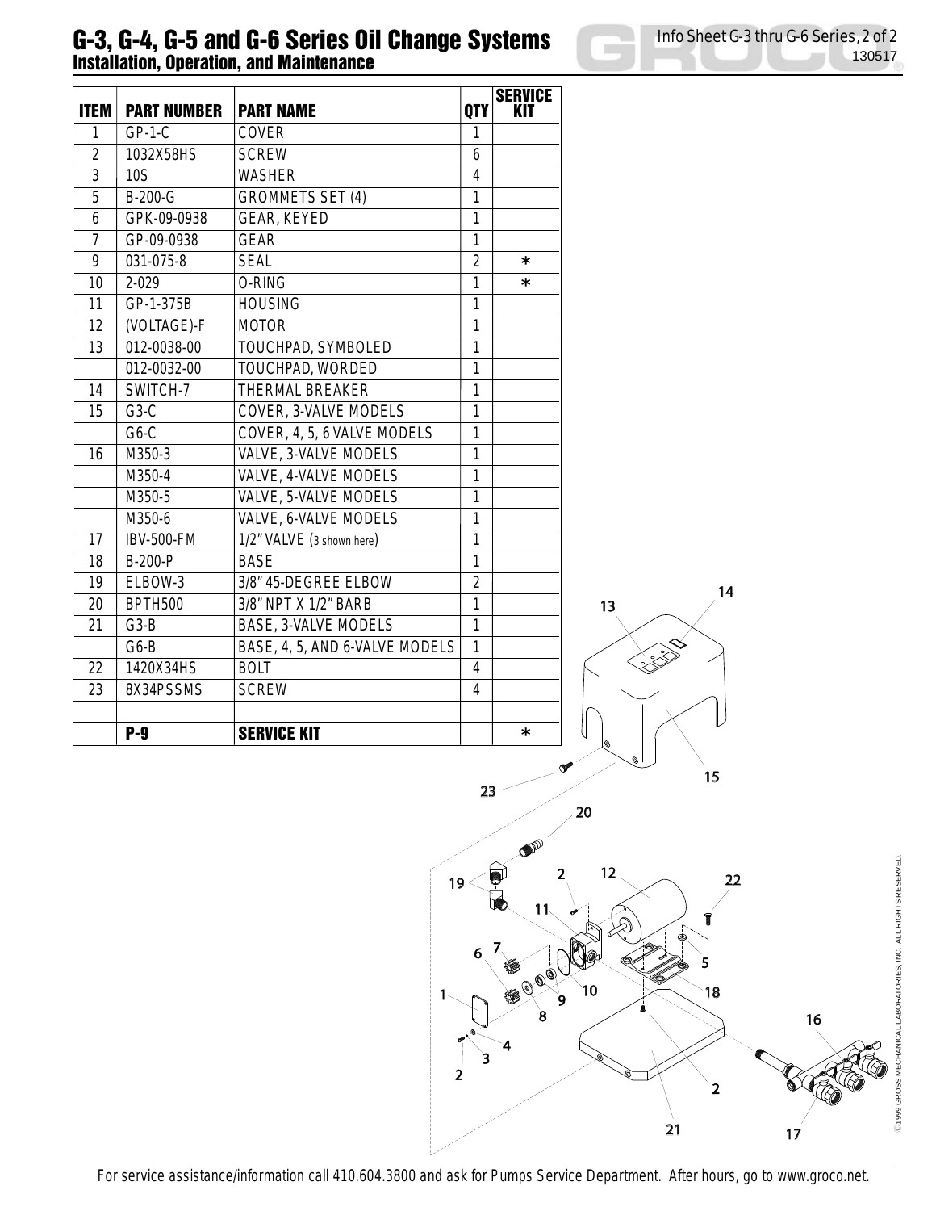# G-3, G-4, G-5 and G-6 Series Oil Change Systems
## Installation, Operation, and Maintenance

| ITEM | PART NUMBER | PART NAME | QTY | SERVICE KIT |
|---|---|---|---|---|
| 1 | GP-1-C | COVER | 1 | |
| 2 | 1032X58HS | SCREW | 6 | |
| 3 | 10S | WASHER | 4 | |
| 5 | B-200-G | GROMMETS SET (4) | 1 | |
| 6 | GPK-09-0938 | GEAR, KEYED | 1 | |
| 7 | GP-09-0938 | GEAR | 1 | |
| 9 | 031-075-8 | SEAL | 2 | * |
| 10 | 2-029 | O-RING | 1 | * |
| 11 | GP-1-375B | HOUSING | 1 | |
| 12 | (VOLTAGE)-F | MOTOR | 1 | |
| 13 | 012-0038-00 | TOUCHPAD, SYMBOLED | 1 | |
| | 012-0032-00 | TOUCHPAD, WORDED | 1 | |
| 14 | SWITCH-7 | THERMAL BREAKER | 1 | |
| 15 | G3-C | COVER, 3-VALVE MODELS | 1 | |
| | G6-C | COVER, 4, 5, 6 VALVE MODELS | 1 | |
| 16 | M350-3 | VALVE, 3-VALVE MODELS | 1 | |
| | M350-4 | VALVE, 4-VALVE MODELS | 1 | |
| | M350-5 | VALVE, 5-VALVE MODELS | 1 | |
| | M350-6 | VALVE, 6-VALVE MODELS | 1 | |
| 17 | IBV-500-FM | 1/2" VALVE (3 shown here) | 1 | |
| 18 | B-200-P | BASE | 1 | |
| 19 | ELBOW-3 | 3/8" 45-DEGREE ELBOW | 2 | |
| 20 | BPTH500 | 3/8" NPT X 1/2" BARB | 1 | |
| 21 | G3-B | BASE, 3-VALVE MODELS | 1 | |
| | G6-B | BASE, 4, 5, AND 6-VALVE MODELS | 1 | |
| 22 | 1420X34HS | BOLT | 4 | |
| 23 | 8X34PSSMS | SCREW | 4 | |
| | | | | |
| | **P-9** | **SERVICE KIT** | | * |

14
13
15
23
20
19
2
12
22
11
6
7
5
1
10
18
9
8
16
4
3
2
2
21
17

©1999 GROSS MECHANICAL LABORATORIES, INC. ALL RIGHTS RESERVED.

For service assistance/information call 410.604.3800 and ask for Pumps Service Department. After hours, go to www.groco.net.